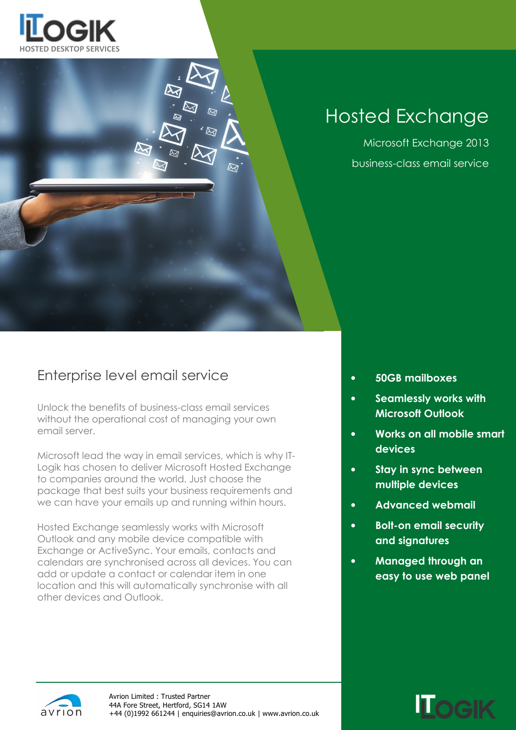ITLOGIK HOSTED DESKTOP SERVICES

# Hosted Exchange

Microsoft Exchange 2013

business-class email service

## Enterprise level email service

Unlock the benefits of business-class email services without the operational cost of managing your own email server.

Microsoft lead the way in email services, which is why IT-Logik has chosen to deliver Microsoft Hosted Exchange to companies around the world. Just choose the package that best suits your business requirements and we can have your emails up and running within hours.

Hosted Exchange seamlessly works with Microsoft Outlook and any mobile device compatible with Exchange or ActiveSync. Your emails, contacts and calendars are synchronised across all devices. You can add or update a contact or calendar item in one location and this will automatically synchronise with all other devices and Outlook.

- **50GB mailboxes**
- **Seamlessly works with Microsoft Outlook**
- **Works on all mobile smart devices**
- **Stay in sync between multiple devices**
- **Advanced webmail**
- **Bolt-on email security and signatures**
- **Managed through an easy to use web panel**

avrion

Avrion Limited : Trusted Partner
44A Fore Street, Hertford, SG14 1AW
+44 (0)1992 661244 | enquiries@avrion.co.uk | www.avrion.co.uk

ITLOGIK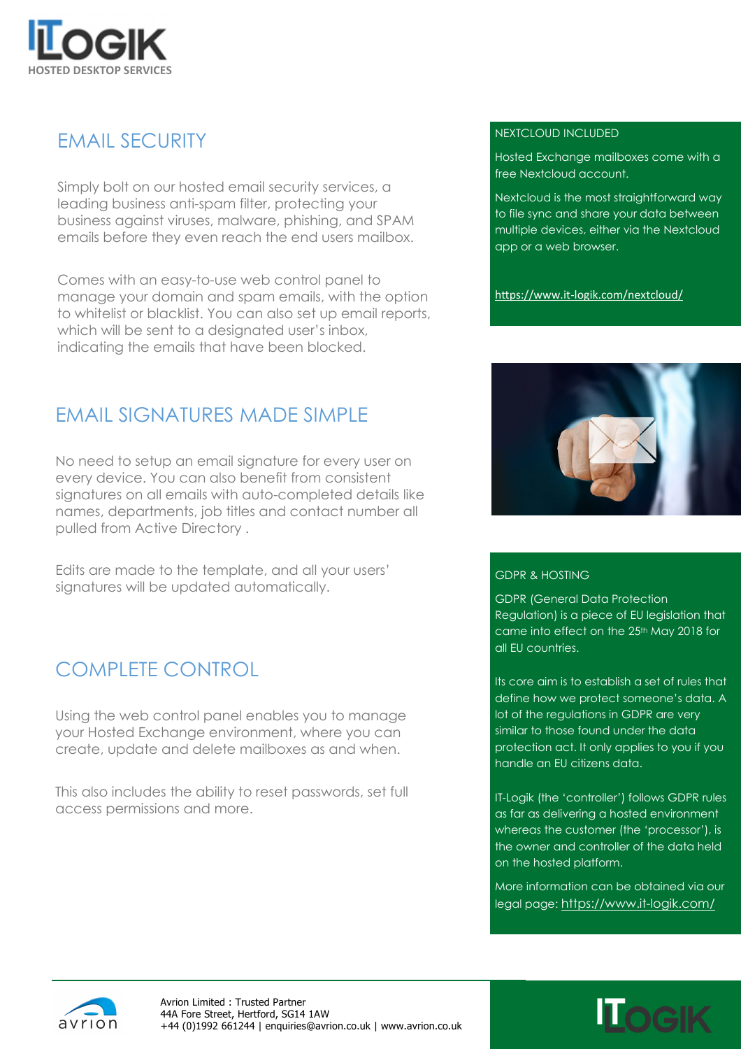## EMAIL SECURITY

Simply bolt on our hosted email security services, a leading business anti-spam filter, protecting your business against viruses, malware, phishing, and SPAM emails before they even reach the end users mailbox.

Comes with an easy-to-use web control panel to manage your domain and spam emails, with the option to whitelist or blacklist. You can also set up email reports, which will be sent to a designated user's inbox, indicating the emails that have been blocked.

## EMAIL SIGNATURES MADE SIMPLE

No need to setup an email signature for every user on every device. You can also benefit from consistent signatures on all emails with auto-completed details like names, departments, job titles and contact number all pulled from Active Directory .

Edits are made to the template, and all your users' signatures will be updated automatically.

## COMPLETE CONTROL

Using the web control panel enables you to manage your Hosted Exchange environment, where you can create, update and delete mailboxes as and when.

This also includes the ability to reset passwords, set full access permissions and more.

### NEXTCLOUD INCLUDED

Hosted Exchange mailboxes come with a free Nextcloud account.

Nextcloud is the most straightforward way to file sync and share your data between multiple devices, either via the Nextcloud app or a web browser.

https://www.it-logik.com/nextcloud/

### GDPR & HOSTING

GDPR (General Data Protection Regulation) is a piece of EU legislation that came into effect on the 25th May 2018 for all EU countries.

Its core aim is to establish a set of rules that define how we protect someone's data. A lot of the regulations in GDPR are very similar to those found under the data protection act. It only applies to you if you handle an EU citizens data.

IT-Logik (the 'controller') follows GDPR rules as far as delivering a hosted environment whereas the customer (the 'processor'), is the owner and controller of the data held on the hosted platform.

More information can be obtained via our legal page: https://www.it-logik.com/

Avrion Limited : Trusted Partner
44A Fore Street, Hertford, SG14 1AW
+44 (0)1992 661244 | enquiries@avrion.co.uk | www.avrion.co.uk